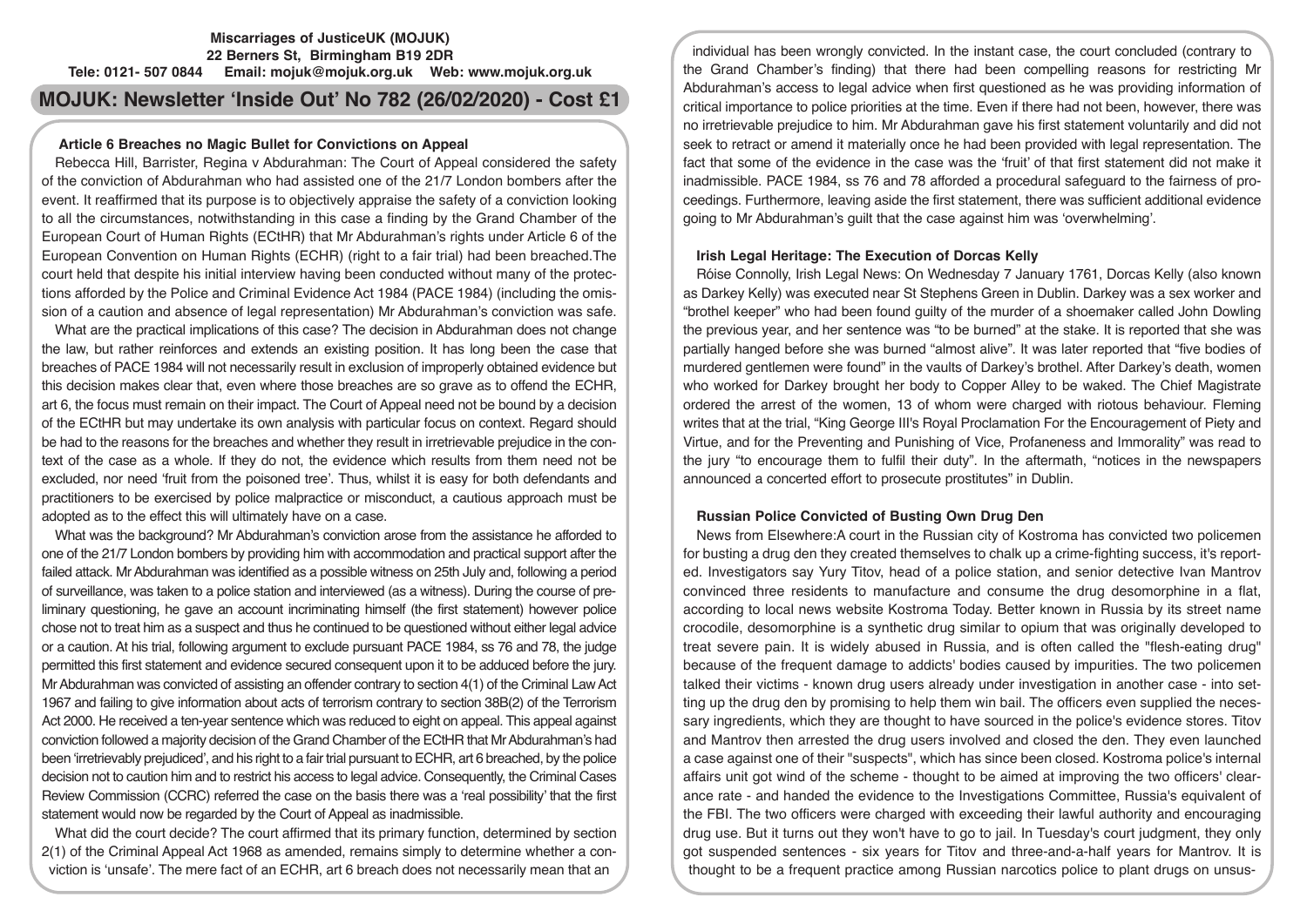**Miscarriages of JusticeUK (MOJUK)**
**22 Berners St, Birmingham B19 2DR**
**Tele: 0121- 507 0844 Email: mojuk@mojuk.org.uk Web: www.mojuk.org.uk**

# MOJUK: Newsletter 'Inside Out' No 782 (26/02/2020) - Cost £1

## Article 6 Breaches no Magic Bullet for Convictions on Appeal

Rebecca Hill, Barrister, Regina v Abdurahman: The Court of Appeal considered the safety of the conviction of Abdurahman who had assisted one of the 21/7 London bombers after the event. It reaffirmed that its purpose is to objectively appraise the safety of a conviction looking to all the circumstances, notwithstanding in this case a finding by the Grand Chamber of the European Court of Human Rights (ECtHR) that Mr Abdurahman's rights under Article 6 of the European Convention on Human Rights (ECHR) (right to a fair trial) had been breached.The court held that despite his initial interview having been conducted without many of the protections afforded by the Police and Criminal Evidence Act 1984 (PACE 1984) (including the omission of a caution and absence of legal representation) Mr Abdurahman's conviction was safe.

What are the practical implications of this case? The decision in Abdurahman does not change the law, but rather reinforces and extends an existing position. It has long been the case that breaches of PACE 1984 will not necessarily result in exclusion of improperly obtained evidence but this decision makes clear that, even where those breaches are so grave as to offend the ECHR, art 6, the focus must remain on their impact. The Court of Appeal need not be bound by a decision of the ECtHR but may undertake its own analysis with particular focus on context. Regard should be had to the reasons for the breaches and whether they result in irretrievable prejudice in the context of the case as a whole. If they do not, the evidence which results from them need not be excluded, nor need 'fruit from the poisoned tree'. Thus, whilst it is easy for both defendants and practitioners to be exercised by police malpractice or misconduct, a cautious approach must be adopted as to the effect this will ultimately have on a case.

What was the background? Mr Abdurahman's conviction arose from the assistance he afforded to one of the 21/7 London bombers by providing him with accommodation and practical support after the failed attack. Mr Abdurahman was identified as a possible witness on 25th July and, following a period of surveillance, was taken to a police station and interviewed (as a witness). During the course of preliminary questioning, he gave an account incriminating himself (the first statement) however police chose not to treat him as a suspect and thus he continued to be questioned without either legal advice or a caution. At his trial, following argument to exclude pursuant PACE 1984, ss 76 and 78, the judge permitted this first statement and evidence secured consequent upon it to be adduced before the jury. Mr Abdurahman was convicted of assisting an offender contrary to section 4(1) of the Criminal Law Act 1967 and failing to give information about acts of terrorism contrary to section 38B(2) of the Terrorism Act 2000. He received a ten-year sentence which was reduced to eight on appeal. This appeal against conviction followed a majority decision of the Grand Chamber of the ECtHR that Mr Abdurahman's had been 'irretrievably prejudiced', and his right to a fair trial pursuant to ECHR, art 6 breached, by the police decision not to caution him and to restrict his access to legal advice. Consequently, the Criminal Cases Review Commission (CCRC) referred the case on the basis there was a 'real possibility' that the first statement would now be regarded by the Court of Appeal as inadmissible.

What did the court decide? The court affirmed that its primary function, determined by section 2(1) of the Criminal Appeal Act 1968 as amended, remains simply to determine whether a conviction is 'unsafe'. The mere fact of an ECHR, art 6 breach does not necessarily mean that an individual has been wrongly convicted. In the instant case, the court concluded (contrary to the Grand Chamber's finding) that there had been compelling reasons for restricting Mr Abdurahman's access to legal advice when first questioned as he was providing information of critical importance to police priorities at the time. Even if there had not been, however, there was no irretrievable prejudice to him. Mr Abdurahman gave his first statement voluntarily and did not seek to retract or amend it materially once he had been provided with legal representation. The fact that some of the evidence in the case was the 'fruit' of that first statement did not make it inadmissible. PACE 1984, ss 76 and 78 afforded a procedural safeguard to the fairness of proceedings. Furthermore, leaving aside the first statement, there was sufficient additional evidence going to Mr Abdurahman's guilt that the case against him was 'overwhelming'.

## Irish Legal Heritage: The Execution of Dorcas Kelly

Róise Connolly, Irish Legal News: On Wednesday 7 January 1761, Dorcas Kelly (also known as Darkey Kelly) was executed near St Stephens Green in Dublin. Darkey was a sex worker and "brothel keeper" who had been found guilty of the murder of a shoemaker called John Dowling the previous year, and her sentence was "to be burned" at the stake. It is reported that she was partially hanged before she was burned "almost alive". It was later reported that "five bodies of murdered gentlemen were found" in the vaults of Darkey's brothel. After Darkey's death, women who worked for Darkey brought her body to Copper Alley to be waked. The Chief Magistrate ordered the arrest of the women, 13 of whom were charged with riotous behaviour. Fleming writes that at the trial, "King George III's Royal Proclamation For the Encouragement of Piety and Virtue, and for the Preventing and Punishing of Vice, Profaneness and Immorality" was read to the jury "to encourage them to fulfil their duty". In the aftermath, "notices in the newspapers announced a concerted effort to prosecute prostitutes" in Dublin.

## Russian Police Convicted of Busting Own Drug Den

News from Elsewhere:A court in the Russian city of Kostroma has convicted two policemen for busting a drug den they created themselves to chalk up a crime-fighting success, it's reported. Investigators say Yury Titov, head of a police station, and senior detective Ivan Mantrov convinced three residents to manufacture and consume the drug desomorphine in a flat, according to local news website Kostroma Today. Better known in Russia by its street name crocodile, desomorphine is a synthetic drug similar to opium that was originally developed to treat severe pain. It is widely abused in Russia, and is often called the "flesh-eating drug" because of the frequent damage to addicts' bodies caused by impurities. The two policemen talked their victims - known drug users already under investigation in another case - into setting up the drug den by promising to help them win bail. The officers even supplied the necessary ingredients, which they are thought to have sourced in the police's evidence stores. Titov and Mantrov then arrested the drug users involved and closed the den. They even launched a case against one of their "suspects", which has since been closed. Kostroma police's internal affairs unit got wind of the scheme - thought to be aimed at improving the two officers' clearance rate - and handed the evidence to the Investigations Committee, Russia's equivalent of the FBI. The two officers were charged with exceeding their lawful authority and encouraging drug use. But it turns out they won't have to go to jail. In Tuesday's court judgment, they only got suspended sentences - six years for Titov and three-and-a-half years for Mantrov. It is thought to be a frequent practice among Russian narcotics police to plant drugs on unsus-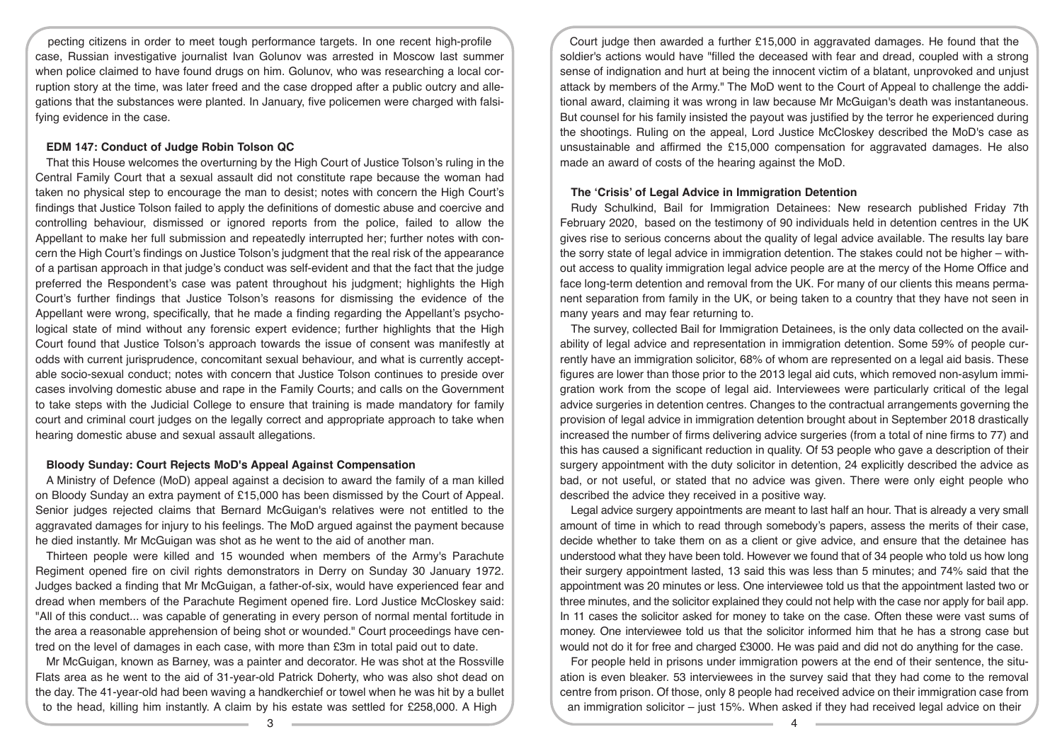pecting citizens in order to meet tough performance targets. In one recent high-profile case, Russian investigative journalist Ivan Golunov was arrested in Moscow last summer when police claimed to have found drugs on him. Golunov, who was researching a local corruption story at the time, was later freed and the case dropped after a public outcry and allegations that the substances were planted. In January, five policemen were charged with falsifying evidence in the case.

### EDM 147: Conduct of Judge Robin Tolson QC

That this House welcomes the overturning by the High Court of Justice Tolson's ruling in the Central Family Court that a sexual assault did not constitute rape because the woman had taken no physical step to encourage the man to desist; notes with concern the High Court's findings that Justice Tolson failed to apply the definitions of domestic abuse and coercive and controlling behaviour, dismissed or ignored reports from the police, failed to allow the Appellant to make her full submission and repeatedly interrupted her; further notes with concern the High Court's findings on Justice Tolson's judgment that the real risk of the appearance of a partisan approach in that judge's conduct was self-evident and that the fact that the judge preferred the Respondent's case was patent throughout his judgment; highlights the High Court's further findings that Justice Tolson's reasons for dismissing the evidence of the Appellant were wrong, specifically, that he made a finding regarding the Appellant's psychological state of mind without any forensic expert evidence; further highlights that the High Court found that Justice Tolson's approach towards the issue of consent was manifestly at odds with current jurisprudence, concomitant sexual behaviour, and what is currently acceptable socio-sexual conduct; notes with concern that Justice Tolson continues to preside over cases involving domestic abuse and rape in the Family Courts; and calls on the Government to take steps with the Judicial College to ensure that training is made mandatory for family court and criminal court judges on the legally correct and appropriate approach to take when hearing domestic abuse and sexual assault allegations.

### Bloody Sunday: Court Rejects MoD's Appeal Against Compensation

A Ministry of Defence (MoD) appeal against a decision to award the family of a man killed on Bloody Sunday an extra payment of £15,000 has been dismissed by the Court of Appeal. Senior judges rejected claims that Bernard McGuigan's relatives were not entitled to the aggravated damages for injury to his feelings. The MoD argued against the payment because he died instantly. Mr McGuigan was shot as he went to the aid of another man.

Thirteen people were killed and 15 wounded when members of the Army's Parachute Regiment opened fire on civil rights demonstrators in Derry on Sunday 30 January 1972. Judges backed a finding that Mr McGuigan, a father-of-six, would have experienced fear and dread when members of the Parachute Regiment opened fire. Lord Justice McCloskey said: "All of this conduct... was capable of generating in every person of normal mental fortitude in the area a reasonable apprehension of being shot or wounded." Court proceedings have centred on the level of damages in each case, with more than £3m in total paid out to date.

Mr McGuigan, known as Barney, was a painter and decorator. He was shot at the Rossville Flats area as he went to the aid of 31-year-old Patrick Doherty, who was also shot dead on the day. The 41-year-old had been waving a handkerchief or towel when he was hit by a bullet to the head, killing him instantly. A claim by his estate was settled for £258,000. A High Court judge then awarded a further £15,000 in aggravated damages. He found that the soldier's actions would have "filled the deceased with fear and dread, coupled with a strong sense of indignation and hurt at being the innocent victim of a blatant, unprovoked and unjust attack by members of the Army." The MoD went to the Court of Appeal to challenge the additional award, claiming it was wrong in law because Mr McGuigan's death was instantaneous. But counsel for his family insisted the payout was justified by the terror he experienced during the shootings. Ruling on the appeal, Lord Justice McCloskey described the MoD's case as unsustainable and affirmed the £15,000 compensation for aggravated damages. He also made an award of costs of the hearing against the MoD.

### The 'Crisis' of Legal Advice in Immigration Detention

Rudy Schulkind, Bail for Immigration Detainees: New research published Friday 7th February 2020, based on the testimony of 90 individuals held in detention centres in the UK gives rise to serious concerns about the quality of legal advice available. The results lay bare the sorry state of legal advice in immigration detention. The stakes could not be higher – without access to quality immigration legal advice people are at the mercy of the Home Office and face long-term detention and removal from the UK. For many of our clients this means permanent separation from family in the UK, or being taken to a country that they have not seen in many years and may fear returning to.

The survey, collected Bail for Immigration Detainees, is the only data collected on the availability of legal advice and representation in immigration detention. Some 59% of people currently have an immigration solicitor, 68% of whom are represented on a legal aid basis. These figures are lower than those prior to the 2013 legal aid cuts, which removed non-asylum immigration work from the scope of legal aid. Interviewees were particularly critical of the legal advice surgeries in detention centres. Changes to the contractual arrangements governing the provision of legal advice in immigration detention brought about in September 2018 drastically increased the number of firms delivering advice surgeries (from a total of nine firms to 77) and this has caused a significant reduction in quality. Of 53 people who gave a description of their surgery appointment with the duty solicitor in detention, 24 explicitly described the advice as bad, or not useful, or stated that no advice was given. There were only eight people who described the advice they received in a positive way.

Legal advice surgery appointments are meant to last half an hour. That is already a very small amount of time in which to read through somebody's papers, assess the merits of their case, decide whether to take them on as a client or give advice, and ensure that the detainee has understood what they have been told. However we found that of 34 people who told us how long their surgery appointment lasted, 13 said this was less than 5 minutes; and 74% said that the appointment was 20 minutes or less. One interviewee told us that the appointment lasted two or three minutes, and the solicitor explained they could not help with the case nor apply for bail app. In 11 cases the solicitor asked for money to take on the case. Often these were vast sums of money. One interviewee told us that the solicitor informed him that he has a strong case but would not do it for free and charged £3000. He was paid and did not do anything for the case.

For people held in prisons under immigration powers at the end of their sentence, the situation is even bleaker. 53 interviewees in the survey said that they had come to the removal centre from prison. Of those, only 8 people had received advice on their immigration case from an immigration solicitor – just 15%. When asked if they had received legal advice on their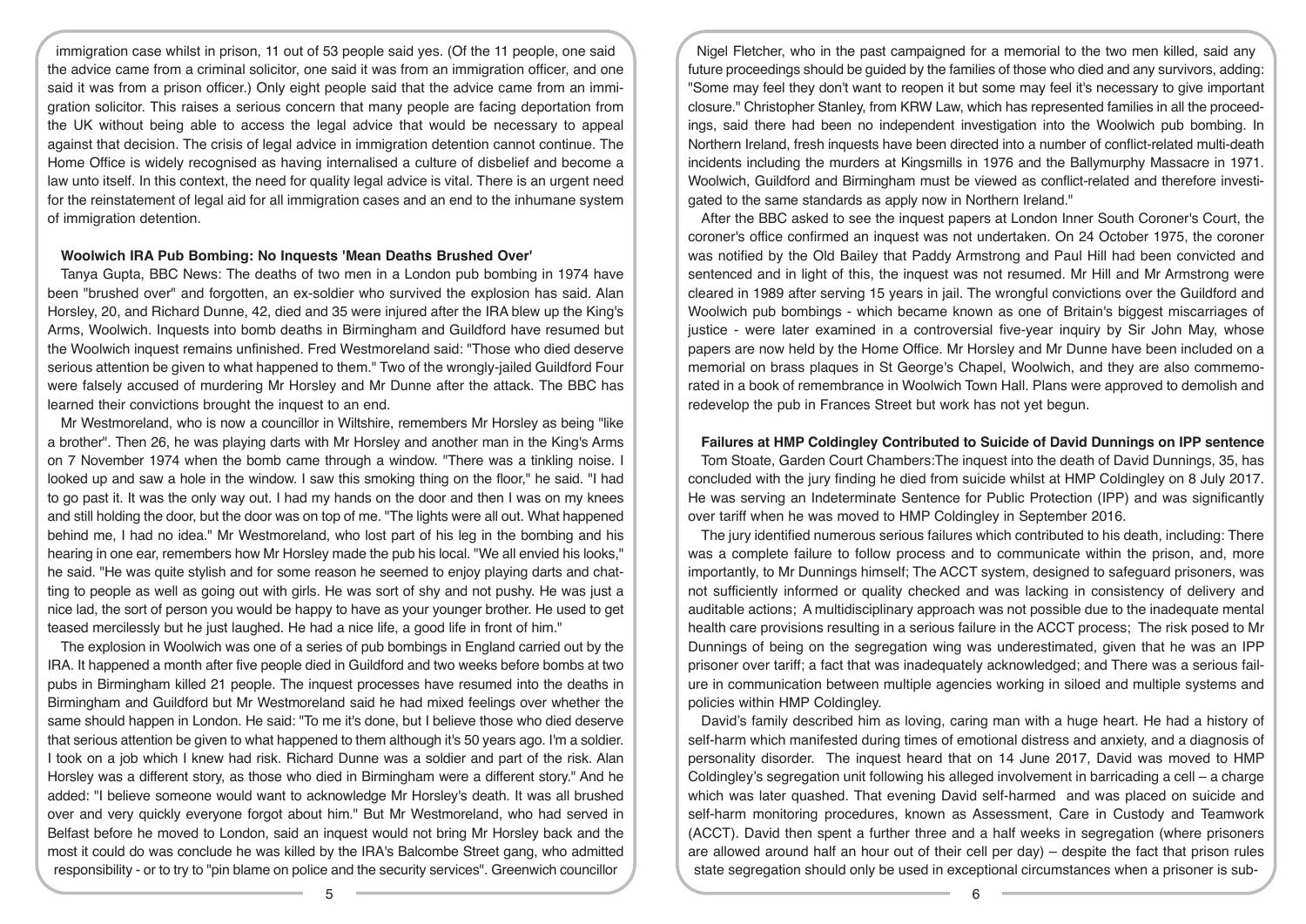immigration case whilst in prison, 11 out of 53 people said yes. (Of the 11 people, one said the advice came from a criminal solicitor, one said it was from an immigration officer, and one said it was from a prison officer.) Only eight people said that the advice came from an immigration solicitor. This raises a serious concern that many people are facing deportation from the UK without being able to access the legal advice that would be necessary to appeal against that decision. The crisis of legal advice in immigration detention cannot continue. The Home Office is widely recognised as having internalised a culture of disbelief and become a law unto itself. In this context, the need for quality legal advice is vital. There is an urgent need for the reinstatement of legal aid for all immigration cases and an end to the inhumane system of immigration detention.

**Woolwich IRA Pub Bombing: No Inquests 'Mean Deaths Brushed Over'**

Tanya Gupta, BBC News: The deaths of two men in a London pub bombing in 1974 have been "brushed over" and forgotten, an ex-soldier who survived the explosion has said. Alan Horsley, 20, and Richard Dunne, 42, died and 35 were injured after the IRA blew up the King's Arms, Woolwich. Inquests into bomb deaths in Birmingham and Guildford have resumed but the Woolwich inquest remains unfinished. Fred Westmoreland said: "Those who died deserve serious attention be given to what happened to them." Two of the wrongly-jailed Guildford Four were falsely accused of murdering Mr Horsley and Mr Dunne after the attack. The BBC has learned their convictions brought the inquest to an end.

Mr Westmoreland, who is now a councillor in Wiltshire, remembers Mr Horsley as being "like a brother". Then 26, he was playing darts with Mr Horsley and another man in the King's Arms on 7 November 1974 when the bomb came through a window. "There was a tinkling noise. I looked up and saw a hole in the window. I saw this smoking thing on the floor," he said. "I had to go past it. It was the only way out. I had my hands on the door and then I was on my knees and still holding the door, but the door was on top of me. "The lights were all out. What happened behind me, I had no idea." Mr Westmoreland, who lost part of his leg in the bombing and his hearing in one ear, remembers how Mr Horsley made the pub his local. "We all envied his looks," he said. "He was quite stylish and for some reason he seemed to enjoy playing darts and chatting to people as well as going out with girls. He was sort of shy and not pushy. He was just a nice lad, the sort of person you would be happy to have as your younger brother. He used to get teased mercilessly but he just laughed. He had a nice life, a good life in front of him."

The explosion in Woolwich was one of a series of pub bombings in England carried out by the IRA. It happened a month after five people died in Guildford and two weeks before bombs at two pubs in Birmingham killed 21 people. The inquest processes have resumed into the deaths in Birmingham and Guildford but Mr Westmoreland said he had mixed feelings over whether the same should happen in London. He said: "To me it's done, but I believe those who died deserve that serious attention be given to what happened to them although it's 50 years ago. I'm a soldier. I took on a job which I knew had risk. Richard Dunne was a soldier and part of the risk. Alan Horsley was a different story, as those who died in Birmingham were a different story." And he added: "I believe someone would want to acknowledge Mr Horsley's death. It was all brushed over and very quickly everyone forgot about him." But Mr Westmoreland, who had served in Belfast before he moved to London, said an inquest would not bring Mr Horsley back and the most it could do was conclude he was killed by the IRA's Balcombe Street gang, who admitted responsibility - or to try to "pin blame on police and the security services". Greenwich councillor Nigel Fletcher, who in the past campaigned for a memorial to the two men killed, said any future proceedings should be guided by the families of those who died and any survivors, adding: "Some may feel they don't want to reopen it but some may feel it's necessary to give important closure." Christopher Stanley, from KRW Law, which has represented families in all the proceedings, said there had been no independent investigation into the Woolwich pub bombing. In Northern Ireland, fresh inquests have been directed into a number of conflict-related multi-death incidents including the murders at Kingsmills in 1976 and the Ballymurphy Massacre in 1971. Woolwich, Guildford and Birmingham must be viewed as conflict-related and therefore investigated to the same standards as apply now in Northern Ireland."

After the BBC asked to see the inquest papers at London Inner South Coroner's Court, the coroner's office confirmed an inquest was not undertaken. On 24 October 1975, the coroner was notified by the Old Bailey that Paddy Armstrong and Paul Hill had been convicted and sentenced and in light of this, the inquest was not resumed. Mr Hill and Mr Armstrong were cleared in 1989 after serving 15 years in jail. The wrongful convictions over the Guildford and Woolwich pub bombings - which became known as one of Britain's biggest miscarriages of justice - were later examined in a controversial five-year inquiry by Sir John May, whose papers are now held by the Home Office. Mr Horsley and Mr Dunne have been included on a memorial on brass plaques in St George's Chapel, Woolwich, and they are also commemorated in a book of remembrance in Woolwich Town Hall. Plans were approved to demolish and redevelop the pub in Frances Street but work has not yet begun.

**Failures at HMP Coldingley Contributed to Suicide of David Dunnings on IPP sentence**

Tom Stoate, Garden Court Chambers:The inquest into the death of David Dunnings, 35, has concluded with the jury finding he died from suicide whilst at HMP Coldingley on 8 July 2017. He was serving an Indeterminate Sentence for Public Protection (IPP) and was significantly over tariff when he was moved to HMP Coldingley in September 2016.

The jury identified numerous serious failures which contributed to his death, including: There was a complete failure to follow process and to communicate within the prison, and, more importantly, to Mr Dunnings himself; The ACCT system, designed to safeguard prisoners, was not sufficiently informed or quality checked and was lacking in consistency of delivery and auditable actions; A multidisciplinary approach was not possible due to the inadequate mental health care provisions resulting in a serious failure in the ACCT process; The risk posed to Mr Dunnings of being on the segregation wing was underestimated, given that he was an IPP prisoner over tariff; a fact that was inadequately acknowledged; and There was a serious failure in communication between multiple agencies working in siloed and multiple systems and policies within HMP Coldingley.

David's family described him as loving, caring man with a huge heart. He had a history of self-harm which manifested during times of emotional distress and anxiety, and a diagnosis of personality disorder. The inquest heard that on 14 June 2017, David was moved to HMP Coldingley's segregation unit following his alleged involvement in barricading a cell – a charge which was later quashed. That evening David self-harmed and was placed on suicide and self-harm monitoring procedures, known as Assessment, Care in Custody and Teamwork (ACCT). David then spent a further three and a half weeks in segregation (where prisoners are allowed around half an hour out of their cell per day) – despite the fact that prison rules state segregation should only be used in exceptional circumstances when a prisoner is sub-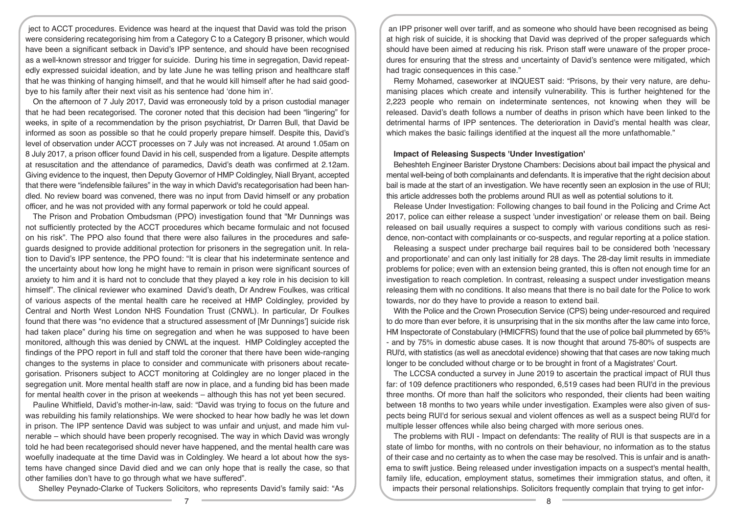ject to ACCT procedures. Evidence was heard at the inquest that David was told the prison were considering recategorising him from a Category C to a Category B prisoner, which would have been a significant setback in David's IPP sentence, and should have been recognised as a well-known stressor and trigger for suicide. During his time in segregation, David repeatedly expressed suicidal ideation, and by late June he was telling prison and healthcare staff that he was thinking of hanging himself, and that he would kill himself after he had said goodbye to his family after their next visit as his sentence had 'done him in'.

On the afternoon of 7 July 2017, David was erroneously told by a prison custodial manager that he had been recategorised. The coroner noted that this decision had been "lingering" for weeks, in spite of a recommendation by the prison psychiatrist, Dr Darren Bull, that David be informed as soon as possible so that he could properly prepare himself. Despite this, David's level of observation under ACCT processes on 7 July was not increased. At around 1.05am on 8 July 2017, a prison officer found David in his cell, suspended from a ligature. Despite attempts at resuscitation and the attendance of paramedics, David's death was confirmed at 2.12am. Giving evidence to the inquest, then Deputy Governor of HMP Coldingley, Niall Bryant, accepted that there were "indefensible failures" in the way in which David's recategorisation had been handled. No review board was convened, there was no input from David himself or any probation officer, and he was not provided with any formal paperwork or told he could appeal.

The Prison and Probation Ombudsman (PPO) investigation found that "Mr Dunnings was not sufficiently protected by the ACCT procedures which became formulaic and not focused on his risk". The PPO also found that there were also failures in the procedures and safeguards designed to provide additional protection for prisoners in the segregation unit. In relation to David's IPP sentence, the PPO found: "It is clear that his indeterminate sentence and the uncertainty about how long he might have to remain in prison were significant sources of anxiety to him and it is hard not to conclude that they played a key role in his decision to kill himself". The clinical reviewer who examined David's death, Dr Andrew Foulkes, was critical of various aspects of the mental health care he received at HMP Coldingley, provided by Central and North West London NHS Foundation Trust (CNWL). In particular, Dr Foulkes found that there was "no evidence that a structured assessment of [Mr Dunnings'] suicide risk had taken place" during his time on segregation and when he was supposed to have been monitored, although this was denied by CNWL at the inquest. HMP Coldingley accepted the findings of the PPO report in full and staff told the coroner that there have been wide-ranging changes to the systems in place to consider and communicate with prisoners about recategorisation. Prisoners subject to ACCT monitoring at Coldingley are no longer placed in the segregation unit. More mental health staff are now in place, and a funding bid has been made for mental health cover in the prison at weekends – although this has not yet been secured.

Pauline Whitfield, David's mother-in-law, said: "David was trying to focus on the future and was rebuilding his family relationships. We were shocked to hear how badly he was let down in prison. The IPP sentence David was subject to was unfair and unjust, and made him vulnerable – which should have been properly recognised. The way in which David was wrongly told he had been recategorised should never have happened, and the mental health care was woefully inadequate at the time David was in Coldingley. We heard a lot about how the systems have changed since David died and we can only hope that is really the case, so that other families don't have to go through what we have suffered".

Shelley Peynado-Clarke of Tuckers Solicitors, who represents David's family said: "As an IPP prisoner well over tariff, and as someone who should have been recognised as being at high risk of suicide, it is shocking that David was deprived of the proper safeguards which should have been aimed at reducing his risk. Prison staff were unaware of the proper procedures for ensuring that the stress and uncertainty of David's sentence were mitigated, which had tragic consequences in this case."

Remy Mohamed, caseworker at INQUEST said: "Prisons, by their very nature, are dehumanising places which create and intensify vulnerability. This is further heightened for the 2,223 people who remain on indeterminate sentences, not knowing when they will be released. David's death follows a number of deaths in prison which have been linked to the detrimental harms of IPP sentences. The deterioration in David's mental health was clear, which makes the basic failings identified at the inquest all the more unfathomable."

**Impact of Releasing Suspects 'Under Investigation'**

Beheshteh Engineer Barister Drystone Chambers: Decisions about bail impact the physical and mental well-being of both complainants and defendants. It is imperative that the right decision about bail is made at the start of an investigation. We have recently seen an explosion in the use of RUI; this article addresses both the problems around RUI as well as potential solutions to it.

Release Under Investigation: Following changes to bail found in the Policing and Crime Act 2017, police can either release a suspect 'under investigation' or release them on bail. Being released on bail usually requires a suspect to comply with various conditions such as residence, non-contact with complainants or co-suspects, and regular reporting at a police station.

Releasing a suspect under precharge bail requires bail to be considered both 'necessary and proportionate' and can only last initially for 28 days. The 28-day limit results in immediate problems for police; even with an extension being granted, this is often not enough time for an investigation to reach completion. In contrast, releasing a suspect under investigation means releasing them with no conditions. It also means that there is no bail date for the Police to work towards, nor do they have to provide a reason to extend bail.

With the Police and the Crown Prosecution Service (CPS) being under-resourced and required to do more than ever before, it is unsurprising that in the six months after the law came into force, HM Inspectorate of Constabulary (HMICFRS) found that the use of police bail plummeted by 65% - and by 75% in domestic abuse cases. It is now thought that around 75-80% of suspects are RUI'd, with statistics (as well as anecdotal evidence) showing that that cases are now taking much longer to be concluded without charge or to be brought in front of a Magistrates' Court.

The LCCSA conducted a survey in June 2019 to ascertain the practical impact of RUI thus far: of 109 defence practitioners who responded, 6,519 cases had been RUI'd in the previous three months. Of more than half the solicitors who responded, their clients had been waiting between 18 months to two years while under investigation. Examples were also given of suspects being RUI'd for serious sexual and violent offences as well as a suspect being RUI'd for multiple lesser offences while also being charged with more serious ones.

The problems with RUI - Impact on defendants: The reality of RUI is that suspects are in a state of limbo for months, with no controls on their behaviour, no information as to the status of their case and no certainty as to when the case may be resolved. This is unfair and is anathema to swift justice. Being released under investigation impacts on a suspect's mental health, family life, education, employment status, sometimes their immigration status, and often, it impacts their personal relationships. Solicitors frequently complain that trying to get infor-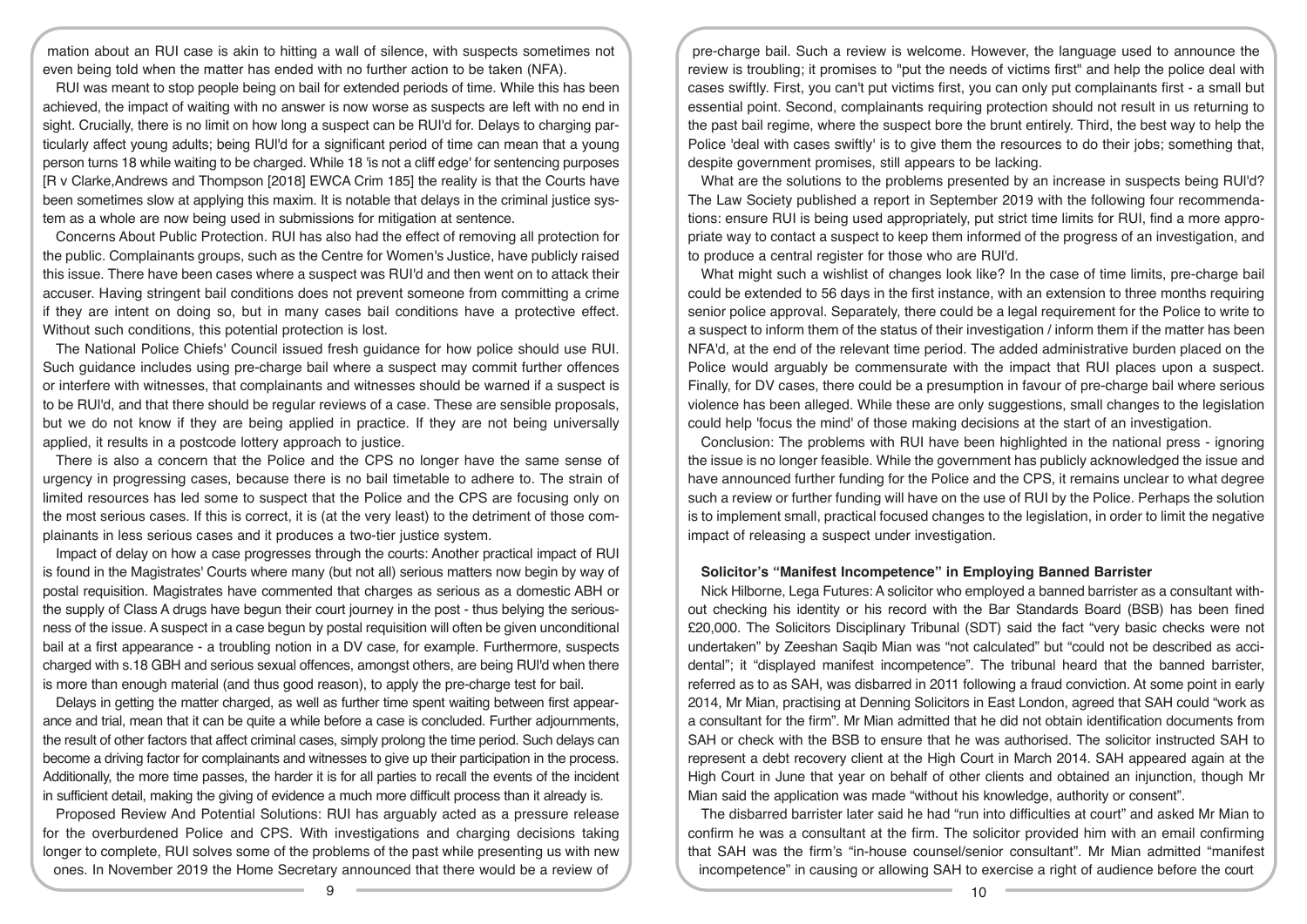mation about an RUI case is akin to hitting a wall of silence, with suspects sometimes not even being told when the matter has ended with no further action to be taken (NFA).

RUI was meant to stop people being on bail for extended periods of time. While this has been achieved, the impact of waiting with no answer is now worse as suspects are left with no end in sight. Crucially, there is no limit on how long a suspect can be RUI'd for. Delays to charging particularly affect young adults; being RUI'd for a significant period of time can mean that a young person turns 18 while waiting to be charged. While 18 'is not a cliff edge' for sentencing purposes [R v Clarke,Andrews and Thompson [2018] EWCA Crim 185] the reality is that the Courts have been sometimes slow at applying this maxim. It is notable that delays in the criminal justice system as a whole are now being used in submissions for mitigation at sentence.

Concerns About Public Protection. RUI has also had the effect of removing all protection for the public. Complainants groups, such as the Centre for Women's Justice, have publicly raised this issue. There have been cases where a suspect was RUI'd and then went on to attack their accuser. Having stringent bail conditions does not prevent someone from committing a crime if they are intent on doing so, but in many cases bail conditions have a protective effect. Without such conditions, this potential protection is lost.

The National Police Chiefs' Council issued fresh guidance for how police should use RUI. Such guidance includes using pre-charge bail where a suspect may commit further offences or interfere with witnesses, that complainants and witnesses should be warned if a suspect is to be RUI'd, and that there should be regular reviews of a case. These are sensible proposals, but we do not know if they are being applied in practice. If they are not being universally applied, it results in a postcode lottery approach to justice.

There is also a concern that the Police and the CPS no longer have the same sense of urgency in progressing cases, because there is no bail timetable to adhere to. The strain of limited resources has led some to suspect that the Police and the CPS are focusing only on the most serious cases. If this is correct, it is (at the very least) to the detriment of those complainants in less serious cases and it produces a two-tier justice system.

Impact of delay on how a case progresses through the courts: Another practical impact of RUI is found in the Magistrates' Courts where many (but not all) serious matters now begin by way of postal requisition. Magistrates have commented that charges as serious as a domestic ABH or the supply of Class A drugs have begun their court journey in the post - thus belying the seriousness of the issue. A suspect in a case begun by postal requisition will often be given unconditional bail at a first appearance - a troubling notion in a DV case, for example. Furthermore, suspects charged with s.18 GBH and serious sexual offences, amongst others, are being RUI'd when there is more than enough material (and thus good reason), to apply the pre-charge test for bail.

Delays in getting the matter charged, as well as further time spent waiting between first appearance and trial, mean that it can be quite a while before a case is concluded. Further adjournments, the result of other factors that affect criminal cases, simply prolong the time period. Such delays can become a driving factor for complainants and witnesses to give up their participation in the process. Additionally, the more time passes, the harder it is for all parties to recall the events of the incident in sufficient detail, making the giving of evidence a much more difficult process than it already is.

Proposed Review And Potential Solutions: RUI has arguably acted as a pressure release for the overburdened Police and CPS. With investigations and charging decisions taking longer to complete, RUI solves some of the problems of the past while presenting us with new ones. In November 2019 the Home Secretary announced that there would be a review of pre-charge bail. Such a review is welcome. However, the language used to announce the review is troubling; it promises to "put the needs of victims first" and help the police deal with cases swiftly. First, you can't put victims first, you can only put complainants first - a small but essential point. Second, complainants requiring protection should not result in us returning to the past bail regime, where the suspect bore the brunt entirely. Third, the best way to help the Police 'deal with cases swiftly' is to give them the resources to do their jobs; something that, despite government promises, still appears to be lacking.

What are the solutions to the problems presented by an increase in suspects being RUI'd? The Law Society published a report in September 2019 with the following four recommendations: ensure RUI is being used appropriately, put strict time limits for RUI, find a more appropriate way to contact a suspect to keep them informed of the progress of an investigation, and to produce a central register for those who are RUI'd.

What might such a wishlist of changes look like? In the case of time limits, pre-charge bail could be extended to 56 days in the first instance, with an extension to three months requiring senior police approval. Separately, there could be a legal requirement for the Police to write to a suspect to inform them of the status of their investigation / inform them if the matter has been NFA'd, at the end of the relevant time period. The added administrative burden placed on the Police would arguably be commensurate with the impact that RUI places upon a suspect. Finally, for DV cases, there could be a presumption in favour of pre-charge bail where serious violence has been alleged. While these are only suggestions, small changes to the legislation could help 'focus the mind' of those making decisions at the start of an investigation.

Conclusion: The problems with RUI have been highlighted in the national press - ignoring the issue is no longer feasible. While the government has publicly acknowledged the issue and have announced further funding for the Police and the CPS, it remains unclear to what degree such a review or further funding will have on the use of RUI by the Police. Perhaps the solution is to implement small, practical focused changes to the legislation, in order to limit the negative impact of releasing a suspect under investigation.

### Solicitor's "Manifest Incompetence" in Employing Banned Barrister

Nick Hilborne, Lega Futures: A solicitor who employed a banned barrister as a consultant without checking his identity or his record with the Bar Standards Board (BSB) has been fined £20,000. The Solicitors Disciplinary Tribunal (SDT) said the fact "very basic checks were not undertaken" by Zeeshan Saqib Mian was "not calculated" but "could not be described as accidental"; it "displayed manifest incompetence". The tribunal heard that the banned barrister, referred as to as SAH, was disbarred in 2011 following a fraud conviction. At some point in early 2014, Mr Mian, practising at Denning Solicitors in East London, agreed that SAH could "work as a consultant for the firm". Mr Mian admitted that he did not obtain identification documents from SAH or check with the BSB to ensure that he was authorised. The solicitor instructed SAH to represent a debt recovery client at the High Court in March 2014. SAH appeared again at the High Court in June that year on behalf of other clients and obtained an injunction, though Mr Mian said the application was made "without his knowledge, authority or consent".

The disbarred barrister later said he had "run into difficulties at court" and asked Mr Mian to confirm he was a consultant at the firm. The solicitor provided him with an email confirming that SAH was the firm's "in-house counsel/senior consultant". Mr Mian admitted "manifest incompetence" in causing or allowing SAH to exercise a right of audience before the court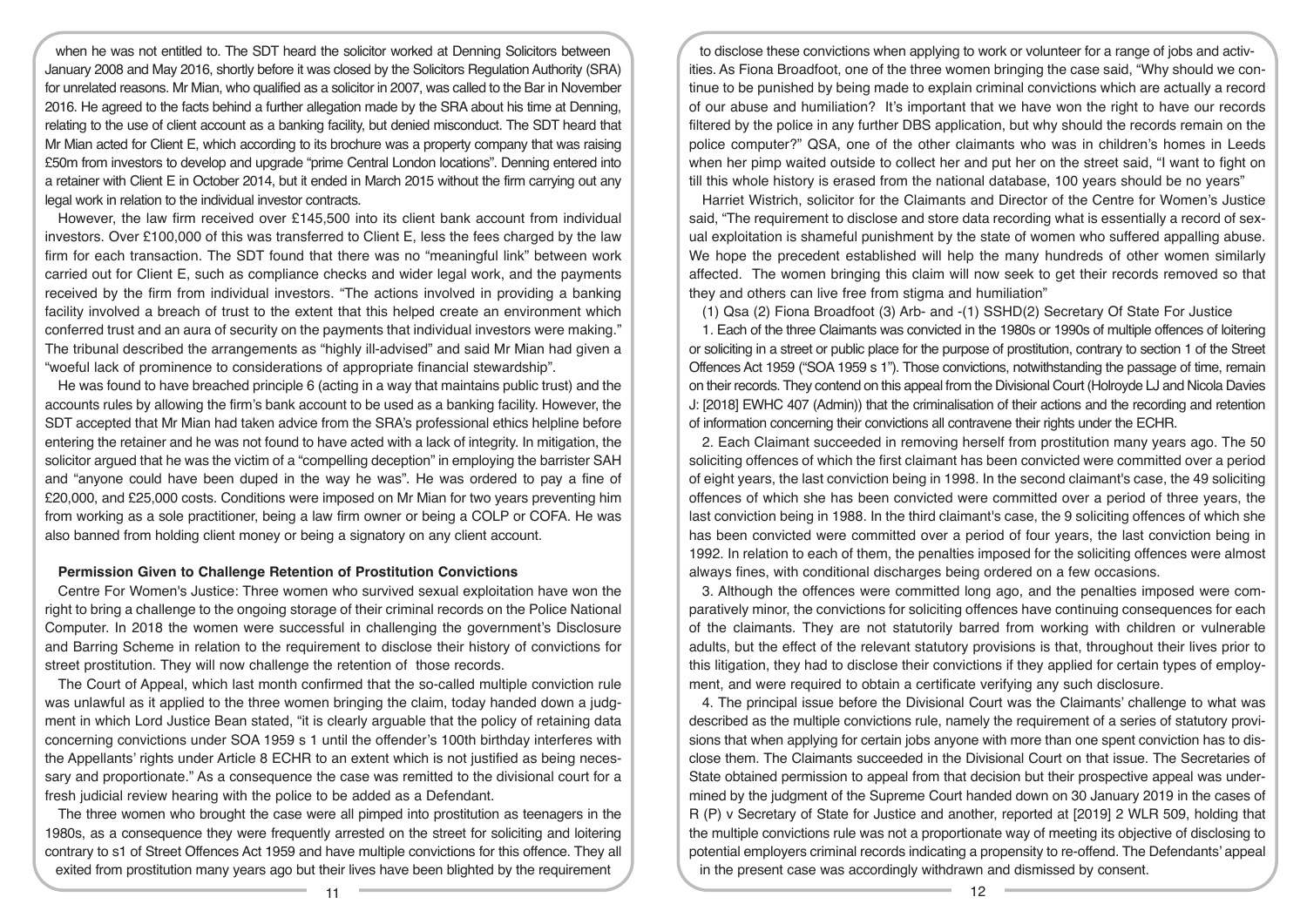when he was not entitled to. The SDT heard the solicitor worked at Denning Solicitors between January 2008 and May 2016, shortly before it was closed by the Solicitors Regulation Authority (SRA) for unrelated reasons. Mr Mian, who qualified as a solicitor in 2007, was called to the Bar in November 2016. He agreed to the facts behind a further allegation made by the SRA about his time at Denning, relating to the use of client account as a banking facility, but denied misconduct. The SDT heard that Mr Mian acted for Client E, which according to its brochure was a property company that was raising £50m from investors to develop and upgrade "prime Central London locations". Denning entered into a retainer with Client E in October 2014, but it ended in March 2015 without the firm carrying out any legal work in relation to the individual investor contracts.

However, the law firm received over £145,500 into its client bank account from individual investors. Over £100,000 of this was transferred to Client E, less the fees charged by the law firm for each transaction. The SDT found that there was no "meaningful link" between work carried out for Client E, such as compliance checks and wider legal work, and the payments received by the firm from individual investors. "The actions involved in providing a banking facility involved a breach of trust to the extent that this helped create an environment which conferred trust and an aura of security on the payments that individual investors were making." The tribunal described the arrangements as "highly ill-advised" and said Mr Mian had given a "woeful lack of prominence to considerations of appropriate financial stewardship".

He was found to have breached principle 6 (acting in a way that maintains public trust) and the accounts rules by allowing the firm's bank account to be used as a banking facility. However, the SDT accepted that Mr Mian had taken advice from the SRA's professional ethics helpline before entering the retainer and he was not found to have acted with a lack of integrity. In mitigation, the solicitor argued that he was the victim of a "compelling deception" in employing the barrister SAH and "anyone could have been duped in the way he was". He was ordered to pay a fine of £20,000, and £25,000 costs. Conditions were imposed on Mr Mian for two years preventing him from working as a sole practitioner, being a law firm owner or being a COLP or COFA. He was also banned from holding client money or being a signatory on any client account.

### Permission Given to Challenge Retention of Prostitution Convictions

Centre For Women's Justice: Three women who survived sexual exploitation have won the right to bring a challenge to the ongoing storage of their criminal records on the Police National Computer. In 2018 the women were successful in challenging the government's Disclosure and Barring Scheme in relation to the requirement to disclose their history of convictions for street prostitution. They will now challenge the retention of those records.

The Court of Appeal, which last month confirmed that the so-called multiple conviction rule was unlawful as it applied to the three women bringing the claim, today handed down a judgment in which Lord Justice Bean stated, "it is clearly arguable that the policy of retaining data concerning convictions under SOA 1959 s 1 until the offender's 100th birthday interferes with the Appellants' rights under Article 8 ECHR to an extent which is not justified as being necessary and proportionate." As a consequence the case was remitted to the divisional court for a fresh judicial review hearing with the police to be added as a Defendant.

The three women who brought the case were all pimped into prostitution as teenagers in the 1980s, as a consequence they were frequently arrested on the street for soliciting and loitering contrary to s1 of Street Offences Act 1959 and have multiple convictions for this offence. They all exited from prostitution many years ago but their lives have been blighted by the requirement to disclose these convictions when applying to work or volunteer for a range of jobs and activities. As Fiona Broadfoot, one of the three women bringing the case said, "Why should we continue to be punished by being made to explain criminal convictions which are actually a record of our abuse and humiliation? It's important that we have won the right to have our records filtered by the police in any further DBS application, but why should the records remain on the police computer?" QSA, one of the other claimants who was in children's homes in Leeds when her pimp waited outside to collect her and put her on the street said, "I want to fight on till this whole history is erased from the national database, 100 years should be no years"

Harriet Wistrich, solicitor for the Claimants and Director of the Centre for Women's Justice said, "The requirement to disclose and store data recording what is essentially a record of sexual exploitation is shameful punishment by the state of women who suffered appalling abuse. We hope the precedent established will help the many hundreds of other women similarly affected. The women bringing this claim will now seek to get their records removed so that they and others can live free from stigma and humiliation"

(1) Qsa (2) Fiona Broadfoot (3) Arb- and -(1) SSHD(2) Secretary Of State For Justice

1. Each of the three Claimants was convicted in the 1980s or 1990s of multiple offences of loitering or soliciting in a street or public place for the purpose of prostitution, contrary to section 1 of the Street Offences Act 1959 ("SOA 1959 s 1"). Those convictions, notwithstanding the passage of time, remain on their records. They contend on this appeal from the Divisional Court (Holroyde LJ and Nicola Davies J: [2018] EWHC 407 (Admin)) that the criminalisation of their actions and the recording and retention of information concerning their convictions all contravene their rights under the ECHR.

2. Each Claimant succeeded in removing herself from prostitution many years ago. The 50 soliciting offences of which the first claimant has been convicted were committed over a period of eight years, the last conviction being in 1998. In the second claimant's case, the 49 soliciting offences of which she has been convicted were committed over a period of three years, the last conviction being in 1988. In the third claimant's case, the 9 soliciting offences of which she has been convicted were committed over a period of four years, the last conviction being in 1992. In relation to each of them, the penalties imposed for the soliciting offences were almost always fines, with conditional discharges being ordered on a few occasions.

3. Although the offences were committed long ago, and the penalties imposed were comparatively minor, the convictions for soliciting offences have continuing consequences for each of the claimants. They are not statutorily barred from working with children or vulnerable adults, but the effect of the relevant statutory provisions is that, throughout their lives prior to this litigation, they had to disclose their convictions if they applied for certain types of employment, and were required to obtain a certificate verifying any such disclosure.

4. The principal issue before the Divisional Court was the Claimants' challenge to what was described as the multiple convictions rule, namely the requirement of a series of statutory provisions that when applying for certain jobs anyone with more than one spent conviction has to disclose them. The Claimants succeeded in the Divisional Court on that issue. The Secretaries of State obtained permission to appeal from that decision but their prospective appeal was undermined by the judgment of the Supreme Court handed down on 30 January 2019 in the cases of R (P) v Secretary of State for Justice and another, reported at [2019] 2 WLR 509, holding that the multiple convictions rule was not a proportionate way of meeting its objective of disclosing to potential employers criminal records indicating a propensity to re-offend. The Defendants' appeal in the present case was accordingly withdrawn and dismissed by consent.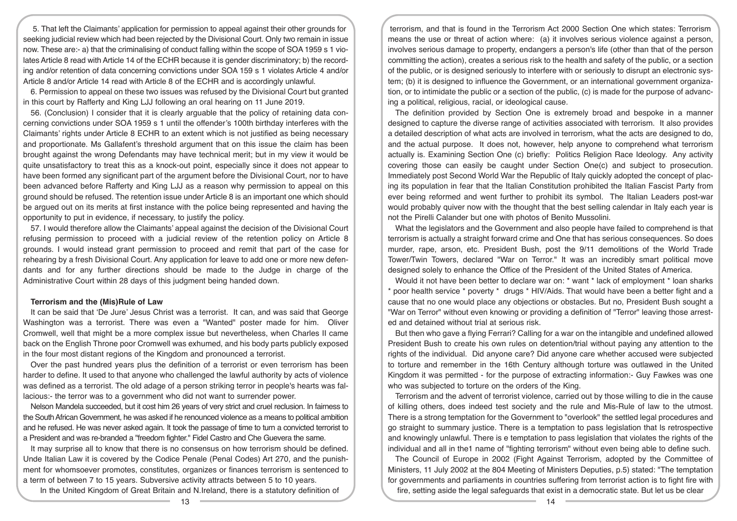5. That left the Claimants' application for permission to appeal against their other grounds for seeking judicial review which had been rejected by the Divisional Court. Only two remain in issue now. These are:- a) that the criminalising of conduct falling within the scope of SOA 1959 s 1 violates Article 8 read with Article 14 of the ECHR because it is gender discriminatory; b) the recording and/or retention of data concerning convictions under SOA 159 s 1 violates Article 4 and/or Article 8 and/or Article 14 read with Article 8 of the ECHR and is accordingly unlawful.

6. Permission to appeal on these two issues was refused by the Divisional Court but granted in this court by Rafferty and King LJJ following an oral hearing on 11 June 2019.

56. (Conclusion) I consider that it is clearly arguable that the policy of retaining data concerning convictions under SOA 1959 s 1 until the offender's 100th birthday interferes with the Claimants' rights under Article 8 ECHR to an extent which is not justified as being necessary and proportionate. Ms Gallafent's threshold argument that on this issue the claim has been brought against the wrong Defendants may have technical merit; but in my view it would be quite unsatisfactory to treat this as a knock-out point, especially since it does not appear to have been formed any significant part of the argument before the Divisional Court, nor to have been advanced before Rafferty and King LJJ as a reason why permission to appeal on this ground should be refused. The retention issue under Article 8 is an important one which should be argued out on its merits at first instance with the police being represented and having the opportunity to put in evidence, if necessary, to justify the policy.

57. I would therefore allow the Claimants' appeal against the decision of the Divisional Court refusing permission to proceed with a judicial review of the retention policy on Article 8 grounds. I would instead grant permission to proceed and remit that part of the case for rehearing by a fresh Divisional Court. Any application for leave to add one or more new defendants and for any further directions should be made to the Judge in charge of the Administrative Court within 28 days of this judgment being handed down.

**Terrorism and the (Mis)Rule of Law**

It can be said that 'De Jure' Jesus Christ was a terrorist. It can, and was said that George Washington was a terrorist. There was even a "Wanted" poster made for him. Oliver Cromwell, well that might be a more complex issue but nevertheless, when Charles II came back on the English Throne poor Cromwell was exhumed, and his body parts publicly exposed in the four most distant regions of the Kingdom and pronounced a terrorist.

Over the past hundred years plus the definition of a terrorist or even terrorism has been harder to define. It used to that anyone who challenged the lawful authority by acts of violence was defined as a terrorist. The old adage of a person striking terror in people's hearts was fallacious:- the terror was to a government who did not want to surrender power.

Nelson Mandela succeeded, but it cost him 26 years of very strict and cruel reclusion. In fairness to the South African Government, he was asked if he renounced violence as a means to political ambition and he refused. He was never asked again. It took the passage of time to turn a convicted terrorist to a President and was re-branded a "freedom fighter." Fidel Castro and Che Guevera the same.

It may surprise all to know that there is no consensus on how terrorism should be defined. Unde Italian Law it is covered by the Codice Penale (Penal Codes) Art 270, and the punishment for whomsoever promotes, constitutes, organizes or finances terrorism is sentenced to a term of between 7 to 15 years. Subversive activity attracts between 5 to 10 years.

In the United Kingdom of Great Britain and N.Ireland, there is a statutory definition of terrorism, and that is found in the Terrorism Act 2000 Section One which states: Terrorism means the use or threat of action where: (a) it involves serious violence against a person, involves serious damage to property, endangers a person's life (other than that of the person committing the action), creates a serious risk to the health and safety of the public, or a section of the public, or is designed seriously to interfere with or seriously to disrupt an electronic system; (b) it is designed to influence the Government, or an international government organization, or to intimidate the public or a section of the public, (c) is made for the purpose of advancing a political, religious, racial, or ideological cause.

The definition provided by Section One is extremely broad and bespoke in a manner designed to capture the diverse range of activities associated with terrorism. It also provides a detailed description of what acts are involved in terrorism, what the acts are designed to do, and the actual purpose. It does not, however, help anyone to comprehend what terrorism actually is. Examining Section One (c) briefly: Politics Religion Race Ideology. Any activity covering those can easily be caught under Section One(c) and subject to prosecution. Immediately post Second World War the Republic of Italy quickly adopted the concept of placing its population in fear that the Italian Constitution prohibited the Italian Fascist Party from ever being reformed and went further to prohibit its symbol. The Italian Leaders post-war would probably quiver now with the thought that the best selling calendar in Italy each year is not the Pirelli Calander but one with photos of Benito Mussolini.

What the legislators and the Government and also people have failed to comprehend is that terrorism is actually a straight forward crime and One that has serious consequences. So does murder, rape, arson, etc. President Bush, post the 9/11 demolitions of the World Trade Tower/Twin Towers, declared "War on Terror." It was an incredibly smart political move designed solely to enhance the Office of the President of the United States of America.

Would it not have been better to declare war on: * want * lack of employment * loan sharks * poor health service * poverty * drugs * HIV/Aids. That would have been a better fight and a cause that no one would place any objections or obstacles. But no, President Bush sought a "War on Terror" without even knowing or providing a definition of "Terror" leaving those arrested and detained without trial at serious risk.

But then who gave a flying Ferrari? Calling for a war on the intangible and undefined allowed President Bush to create his own rules on detention/trial without paying any attention to the rights of the individual. Did anyone care? Did anyone care whether accused were subjected to torture and remember in the 16th Century although torture was outlawed in the United Kingdom it was permitted - for the purpose of extracting information:- Guy Fawkes was one who was subjected to torture on the orders of the King.

Terrorism and the advent of terrorist violence, carried out by those willing to die in the cause of killing others, does indeed test society and the rule and Mis-Rule of law to the utmost. There is a strong temptation for the Government to "overlook" the settled legal procedures and go straight to summary justice. There is a temptation to pass legislation that Is retrospective and knowingly unlawful. There is e temptation to pass legislation that violates the rights of the individual and all in the1 name of "fighting terrorism" without even being able to define such.

The Council of Europe in 2002 (Fight Against Terrorism, adopted by the Committee of Ministers, 11 July 2002 at the 804 Meeting of Ministers Deputies, p.5) stated: "The temptation for governments and parliaments in countries suffering from terrorist action is to fight fire with fire, setting aside the legal safeguards that exist in a democratic state. But let us be clear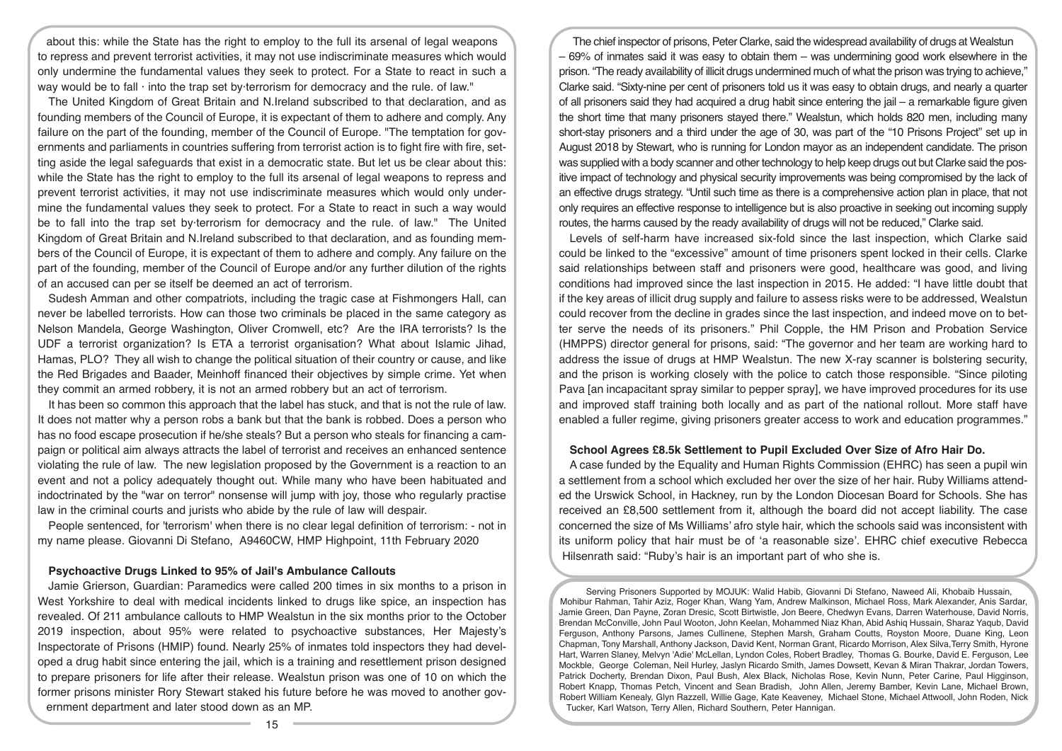about this: while the State has the right to employ to the full its arsenal of legal weapons to repress and prevent terrorist activities, it may not use indiscriminate measures which would only undermine the fundamental values they seek to protect. For a State to react in such a way would be to fall · into the trap set by·terrorism for democracy and the rule. of law."

The United Kingdom of Great Britain and N.Ireland subscribed to that declaration, and as founding members of the Council of Europe, it is expectant of them to adhere and comply. Any failure on the part of the founding, member of the Council of Europe. "The temptation for governments and parliaments in countries suffering from terrorist action is to fight fire with fire, setting aside the legal safeguards that exist in a democratic state. But let us be clear about this: while the State has the right to employ to the full its arsenal of legal weapons to repress and prevent terrorist activities, it may not use indiscriminate measures which would only undermine the fundamental values they seek to protect. For a State to react in such a way would be to fall into the trap set by·terrorism for democracy and the rule. of law." The United Kingdom of Great Britain and N.Ireland subscribed to that declaration, and as founding members of the Council of Europe, it is expectant of them to adhere and comply. Any failure on the part of the founding, member of the Council of Europe and/or any further dilution of the rights of an accused can per se itself be deemed an act of terrorism.

Sudesh Amman and other compatriots, including the tragic case at Fishmongers Hall, can never be labelled terrorists. How can those two criminals be placed in the same category as Nelson Mandela, George Washington, Oliver Cromwell, etc? Are the IRA terrorists? Is the UDF a terrorist organization? Is ETA a terrorist organisation? What about Islamic Jihad, Hamas, PLO? They all wish to change the political situation of their country or cause, and like the Red Brigades and Baader, Meinhoff financed their objectives by simple crime. Yet when they commit an armed robbery, it is not an armed robbery but an act of terrorism.

It has been so common this approach that the label has stuck, and that is not the rule of law. It does not matter why a person robs a bank but that the bank is robbed. Does a person who has no food escape prosecution if he/she steals? But a person who steals for financing a campaign or political aim always attracts the label of terrorist and receives an enhanced sentence violating the rule of law. The new legislation proposed by the Government is a reaction to an event and not a policy adequately thought out. While many who have been habituated and indoctrinated by the "war on terror" nonsense will jump with joy, those who regularly practise law in the criminal courts and jurists who abide by the rule of law will despair.

People sentenced, for 'terrorism' when there is no clear legal definition of terrorism: - not in my name please. Giovanni Di Stefano, A9460CW, HMP Highpoint, 11th February 2020

### Psychoactive Drugs Linked to 95% of Jail's Ambulance Callouts

Jamie Grierson, Guardian: Paramedics were called 200 times in six months to a prison in West Yorkshire to deal with medical incidents linked to drugs like spice, an inspection has revealed. Of 211 ambulance callouts to HMP Wealstun in the six months prior to the October 2019 inspection, about 95% were related to psychoactive substances, Her Majesty's Inspectorate of Prisons (HMIP) found. Nearly 25% of inmates told inspectors they had developed a drug habit since entering the jail, which is a training and resettlement prison designed to prepare prisoners for life after their release. Wealstun prison was one of 10 on which the former prisons minister Rory Stewart staked his future before he was moved to another government department and later stood down as an MP.

The chief inspector of prisons, Peter Clarke, said the widespread availability of drugs at Wealstun – 69% of inmates said it was easy to obtain them – was undermining good work elsewhere in the prison. "The ready availability of illicit drugs undermined much of what the prison was trying to achieve," Clarke said. "Sixty-nine per cent of prisoners told us it was easy to obtain drugs, and nearly a quarter of all prisoners said they had acquired a drug habit since entering the jail – a remarkable figure given the short time that many prisoners stayed there." Wealstun, which holds 820 men, including many short-stay prisoners and a third under the age of 30, was part of the "10 Prisons Project" set up in August 2018 by Stewart, who is running for London mayor as an independent candidate. The prison was supplied with a body scanner and other technology to help keep drugs out but Clarke said the positive impact of technology and physical security improvements was being compromised by the lack of an effective drugs strategy. "Until such time as there is a comprehensive action plan in place, that not only requires an effective response to intelligence but is also proactive in seeking out incoming supply routes, the harms caused by the ready availability of drugs will not be reduced," Clarke said.

Levels of self-harm have increased six-fold since the last inspection, which Clarke said could be linked to the "excessive" amount of time prisoners spent locked in their cells. Clarke said relationships between staff and prisoners were good, healthcare was good, and living conditions had improved since the last inspection in 2015. He added: "I have little doubt that if the key areas of illicit drug supply and failure to assess risks were to be addressed, Wealstun could recover from the decline in grades since the last inspection, and indeed move on to better serve the needs of its prisoners." Phil Copple, the HM Prison and Probation Service (HMPPS) director general for prisons, said: "The governor and her team are working hard to address the issue of drugs at HMP Wealstun. The new X-ray scanner is bolstering security, and the prison is working closely with the police to catch those responsible. "Since piloting Pava [an incapacitant spray similar to pepper spray], we have improved procedures for its use and improved staff training both locally and as part of the national rollout. More staff have enabled a fuller regime, giving prisoners greater access to work and education programmes."

### School Agrees £8.5k Settlement to Pupil Excluded Over Size of Afro Hair Do.

A case funded by the Equality and Human Rights Commission (EHRC) has seen a pupil win a settlement from a school which excluded her over the size of her hair. Ruby Williams attended the Urswick School, in Hackney, run by the London Diocesan Board for Schools. She has received an £8,500 settlement from it, although the board did not accept liability. The case concerned the size of Ms Williams' afro style hair, which the schools said was inconsistent with its uniform policy that hair must be of 'a reasonable size'. EHRC chief executive Rebecca Hilsenrath said: "Ruby's hair is an important part of who she is.

Serving Prisoners Supported by MOJUK: Walid Habib, Giovanni Di Stefano, Naweed Ali, Khobaib Hussain, Mohibur Rahman, Tahir Aziz, Roger Khan, Wang Yam, Andrew Malkinson, Michael Ross, Mark Alexander, Anis Sardar, Jamie Green, Dan Payne, Zoran Dresic, Scott Birtwistle, Jon Beere, Chedwyn Evans, Darren Waterhouse, David Norris, Brendan McConville, John Paul Wooton, John Keenan, Mohammed Niaz Khan, Abid Ashiq Hussain, Sharaz Yaqub, David Ferguson, Anthony Parsons, James Cullinene, Stephen Marsh, Graham Coutts, Royston Moore, Duane King, Leon Chapman, Tony Marshall, Anthony Jackson, David Kent, Norman Grant, Ricardo Morrison, Alex Silva,Terry Smith, Hyrone Hart, Warren Slaney, Melvyn 'Adie' McLellan, Lyndon Coles, Robert Bradley, Thomas G. Bourke, David E. Ferguson, Lee Mockble, George Coleman, Neil Hurley, Jaslyn Ricardo Smith, James Dowsett, Kevan & Miran Thakrar, Jordan Towers, Patrick Docherty, Brendan Dixon, Paul Bush, Alex Black, Nicholas Rose, Kevin Nunn, Peter Carine, Paul Higginson, Robert Knapp, Thomas Petch, Vincent and Sean Bradish, John Allen, Jeremy Bamber, Kevin Lane, Michael Brown, Robert William Kenealy, Glyn Razzell, Willie Gage, Kate Keaveney, Michael Stone, Michael Attwooll, John Roden, Nick Tucker, Karl Watson, Terry Allen, Richard Southern, Peter Hannigan.